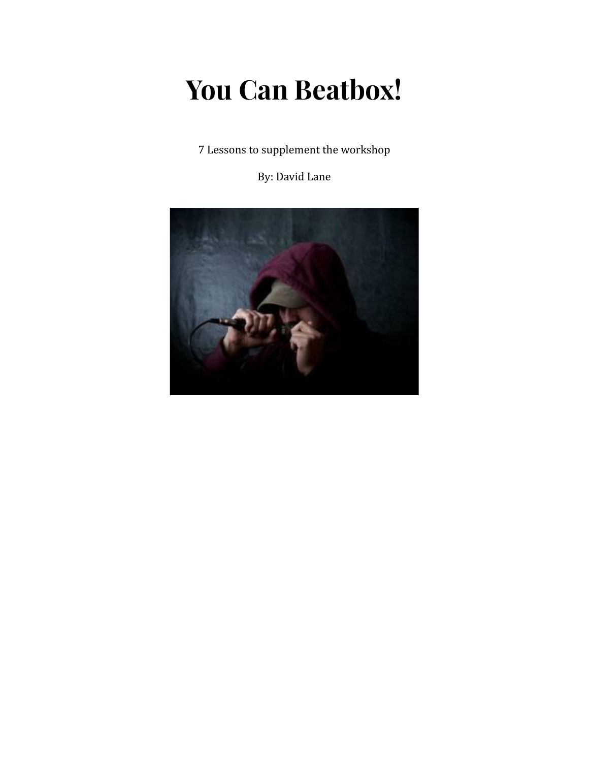# You Can Beatbox!

7 Lessons to supplement the workshop

By: David Lane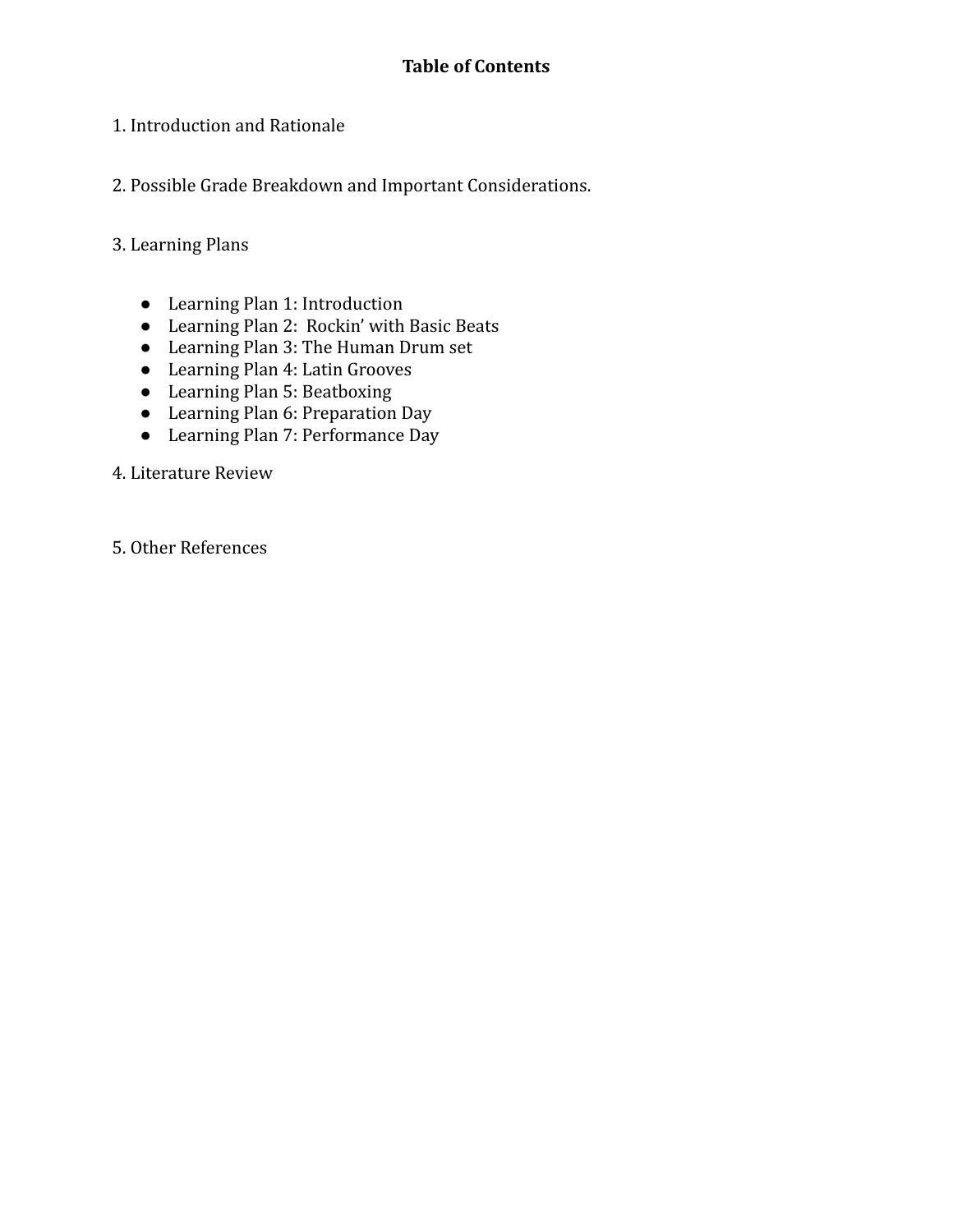## Table of Contents

1. Introduction and Rationale

2. Possible Grade Breakdown and Important Considerations.

3. Learning Plans

- Learning Plan 1: Introduction
- Learning Plan 2:  Rockin' with Basic Beats
- Learning Plan 3: The Human Drum set
- Learning Plan 4: Latin Grooves
- Learning Plan 5: Beatboxing
- Learning Plan 6: Preparation Day
- Learning Plan 7: Performance Day

4. Literature Review

5. Other References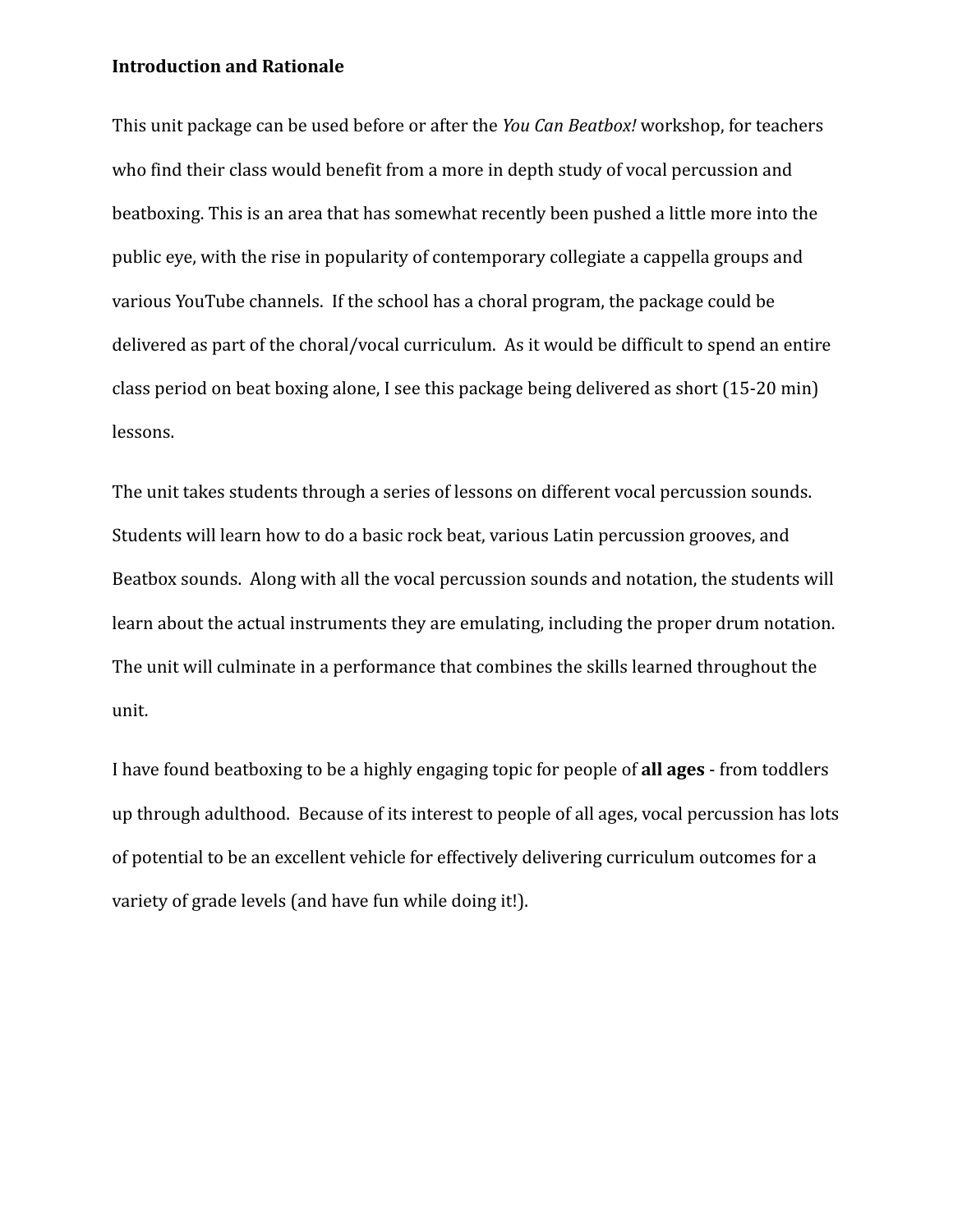**Introduction and Rationale**

This unit package can be used before or after the *You Can Beatbox!* workshop, for teachers who find their class would benefit from a more in depth study of vocal percussion and beatboxing. This is an area that has somewhat recently been pushed a little more into the public eye, with the rise in popularity of contemporary collegiate a cappella groups and various YouTube channels. If the school has a choral program, the package could be delivered as part of the choral/vocal curriculum. As it would be difficult to spend an entire class period on beat boxing alone, I see this package being delivered as short (15-20 min) lessons.

The unit takes students through a series of lessons on different vocal percussion sounds. Students will learn how to do a basic rock beat, various Latin percussion grooves, and Beatbox sounds. Along with all the vocal percussion sounds and notation, the students will learn about the actual instruments they are emulating, including the proper drum notation. The unit will culminate in a performance that combines the skills learned throughout the unit.

I have found beatboxing to be a highly engaging topic for people of **all ages** - from toddlers up through adulthood. Because of its interest to people of all ages, vocal percussion has lots of potential to be an excellent vehicle for effectively delivering curriculum outcomes for a variety of grade levels (and have fun while doing it!).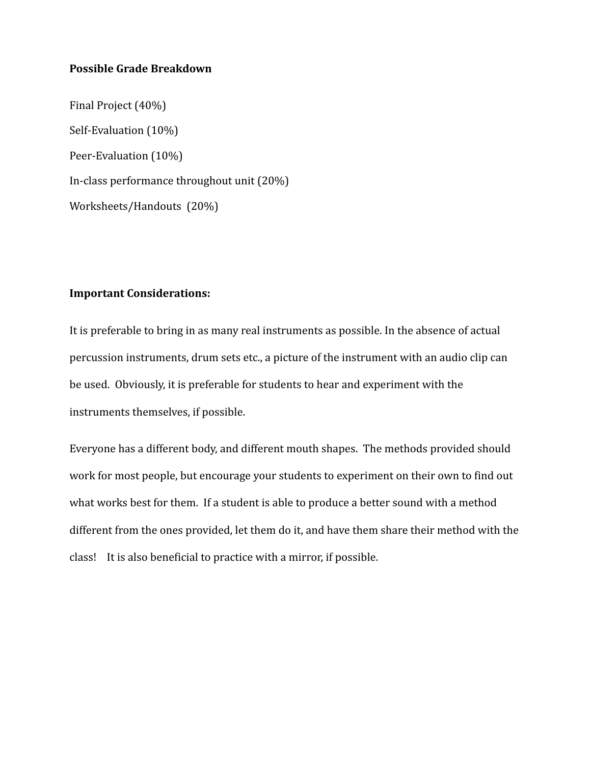**Possible Grade Breakdown**

Final Project (40%)

Self-Evaluation (10%)

Peer-Evaluation (10%)

In-class performance throughout unit (20%)

Worksheets/Handouts (20%)

**Important Considerations:**

It is preferable to bring in as many real instruments as possible. In the absence of actual percussion instruments, drum sets etc., a picture of the instrument with an audio clip can be used. Obviously, it is preferable for students to hear and experiment with the instruments themselves, if possible.

Everyone has a different body, and different mouth shapes. The methods provided should work for most people, but encourage your students to experiment on their own to find out what works best for them. If a student is able to produce a better sound with a method different from the ones provided, let them do it, and have them share their method with the class! It is also beneficial to practice with a mirror, if possible.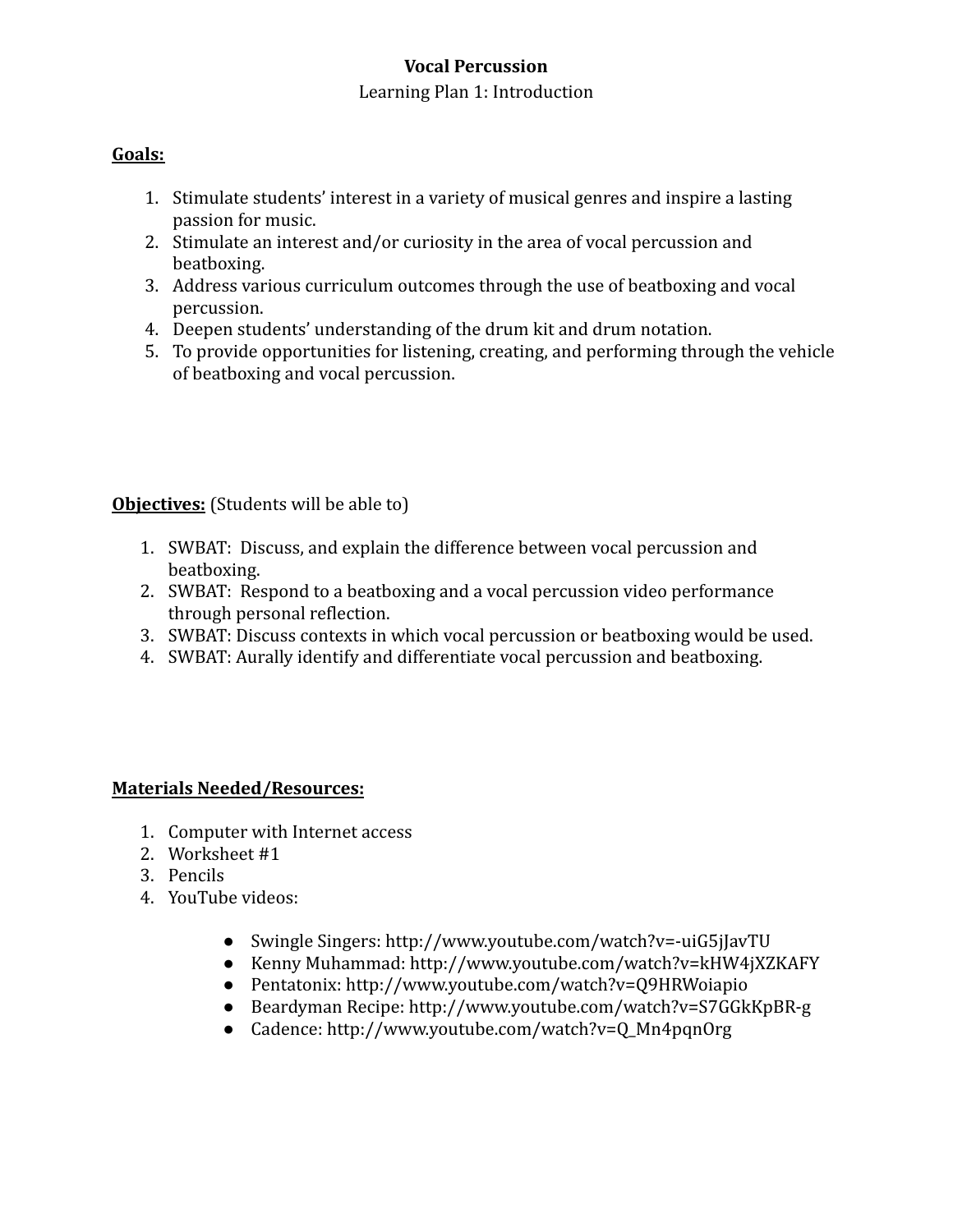**Vocal Percussion**

Learning Plan 1: Introduction

**Goals:**

1. Stimulate students' interest in a variety of musical genres and inspire a lasting passion for music.
2. Stimulate an interest and/or curiosity in the area of vocal percussion and beatboxing.
3. Address various curriculum outcomes through the use of beatboxing and vocal percussion.
4. Deepen students' understanding of the drum kit and drum notation.
5. To provide opportunities for listening, creating, and performing through the vehicle of beatboxing and vocal percussion.

**Objectives:** (Students will be able to)

1. SWBAT: Discuss, and explain the difference between vocal percussion and beatboxing.
2. SWBAT: Respond to a beatboxing and a vocal percussion video performance through personal reflection.
3. SWBAT: Discuss contexts in which vocal percussion or beatboxing would be used.
4. SWBAT: Aurally identify and differentiate vocal percussion and beatboxing.

**Materials Needed/Resources:**

1. Computer with Internet access
2. Worksheet #1
3. Pencils
4. YouTube videos:
   - Swingle Singers: http://www.youtube.com/watch?v=-uiG5jJavTU
   - Kenny Muhammad: http://www.youtube.com/watch?v=kHW4jXZKAFY
   - Pentatonix: http://www.youtube.com/watch?v=Q9HRWoiapio
   - Beardyman Recipe: http://www.youtube.com/watch?v=S7GGkKpBR-g
   - Cadence: http://www.youtube.com/watch?v=Q_Mn4pqnOrg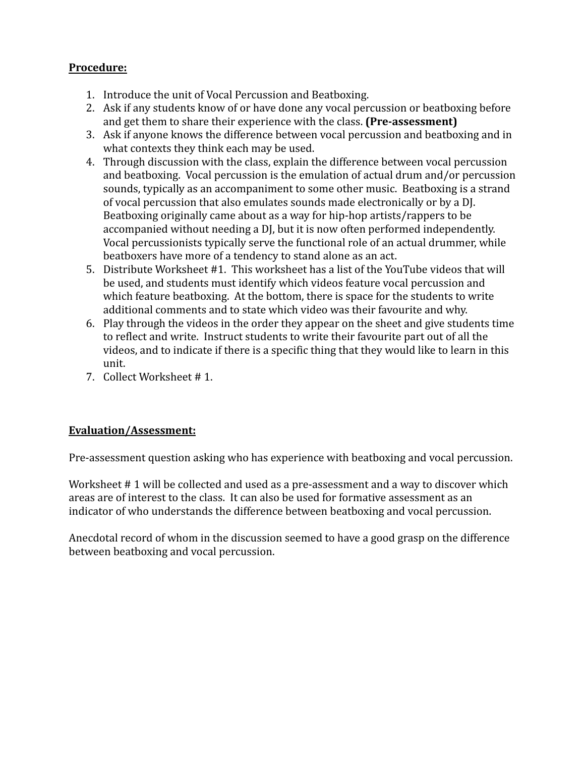**Procedure:**

1. Introduce the unit of Vocal Percussion and Beatboxing.
2. Ask if any students know of or have done any vocal percussion or beatboxing before and get them to share their experience with the class. **(Pre-assessment)**
3. Ask if anyone knows the difference between vocal percussion and beatboxing and in what contexts they think each may be used.
4. Through discussion with the class, explain the difference between vocal percussion and beatboxing. Vocal percussion is the emulation of actual drum and/or percussion sounds, typically as an accompaniment to some other music. Beatboxing is a strand of vocal percussion that also emulates sounds made electronically or by a DJ. Beatboxing originally came about as a way for hip-hop artists/rappers to be accompanied without needing a DJ, but it is now often performed independently. Vocal percussionists typically serve the functional role of an actual drummer, while beatboxers have more of a tendency to stand alone as an act.
5. Distribute Worksheet #1. This worksheet has a list of the YouTube videos that will be used, and students must identify which videos feature vocal percussion and which feature beatboxing. At the bottom, there is space for the students to write additional comments and to state which video was their favourite and why.
6. Play through the videos in the order they appear on the sheet and give students time to reflect and write. Instruct students to write their favourite part out of all the videos, and to indicate if there is a specific thing that they would like to learn in this unit.
7. Collect Worksheet # 1.

**Evaluation/Assessment:**

Pre-assessment question asking who has experience with beatboxing and vocal percussion.

Worksheet # 1 will be collected and used as a pre-assessment and a way to discover which areas are of interest to the class. It can also be used for formative assessment as an indicator of who understands the difference between beatboxing and vocal percussion.

Anecdotal record of whom in the discussion seemed to have a good grasp on the difference between beatboxing and vocal percussion.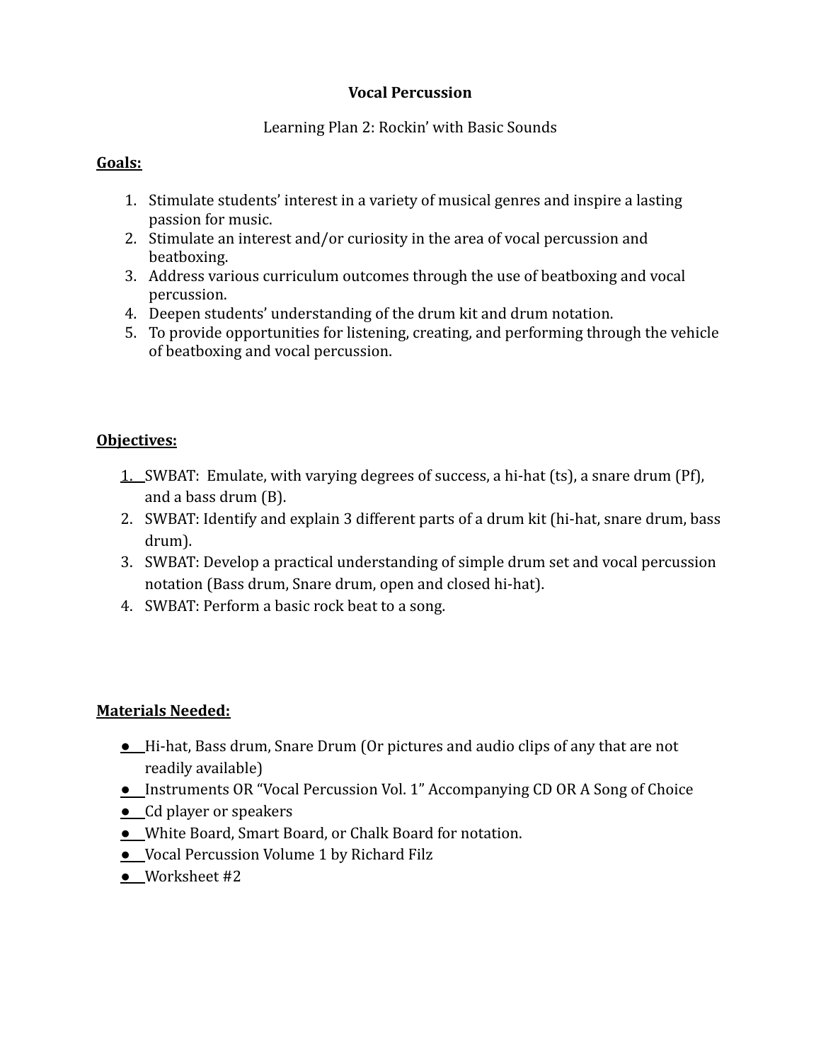**Vocal Percussion**

Learning Plan 2: Rockin' with Basic Sounds

**Goals:**

1. Stimulate students' interest in a variety of musical genres and inspire a lasting passion for music.
2. Stimulate an interest and/or curiosity in the area of vocal percussion and beatboxing.
3. Address various curriculum outcomes through the use of beatboxing and vocal percussion.
4. Deepen students' understanding of the drum kit and drum notation.
5. To provide opportunities for listening, creating, and performing through the vehicle of beatboxing and vocal percussion.

**Objectives:**

1. SWBAT: Emulate, with varying degrees of success, a hi-hat (ts), a snare drum (Pf), and a bass drum (B).
2. SWBAT: Identify and explain 3 different parts of a drum kit (hi-hat, snare drum, bass drum).
3. SWBAT: Develop a practical understanding of simple drum set and vocal percussion notation (Bass drum, Snare drum, open and closed hi-hat).
4. SWBAT: Perform a basic rock beat to a song.

**Materials Needed:**

- Hi-hat, Bass drum, Snare Drum (Or pictures and audio clips of any that are not readily available)
- Instruments OR "Vocal Percussion Vol. 1" Accompanying CD OR A Song of Choice
- Cd player or speakers
- White Board, Smart Board, or Chalk Board for notation.
- Vocal Percussion Volume 1 by Richard Filz
- Worksheet #2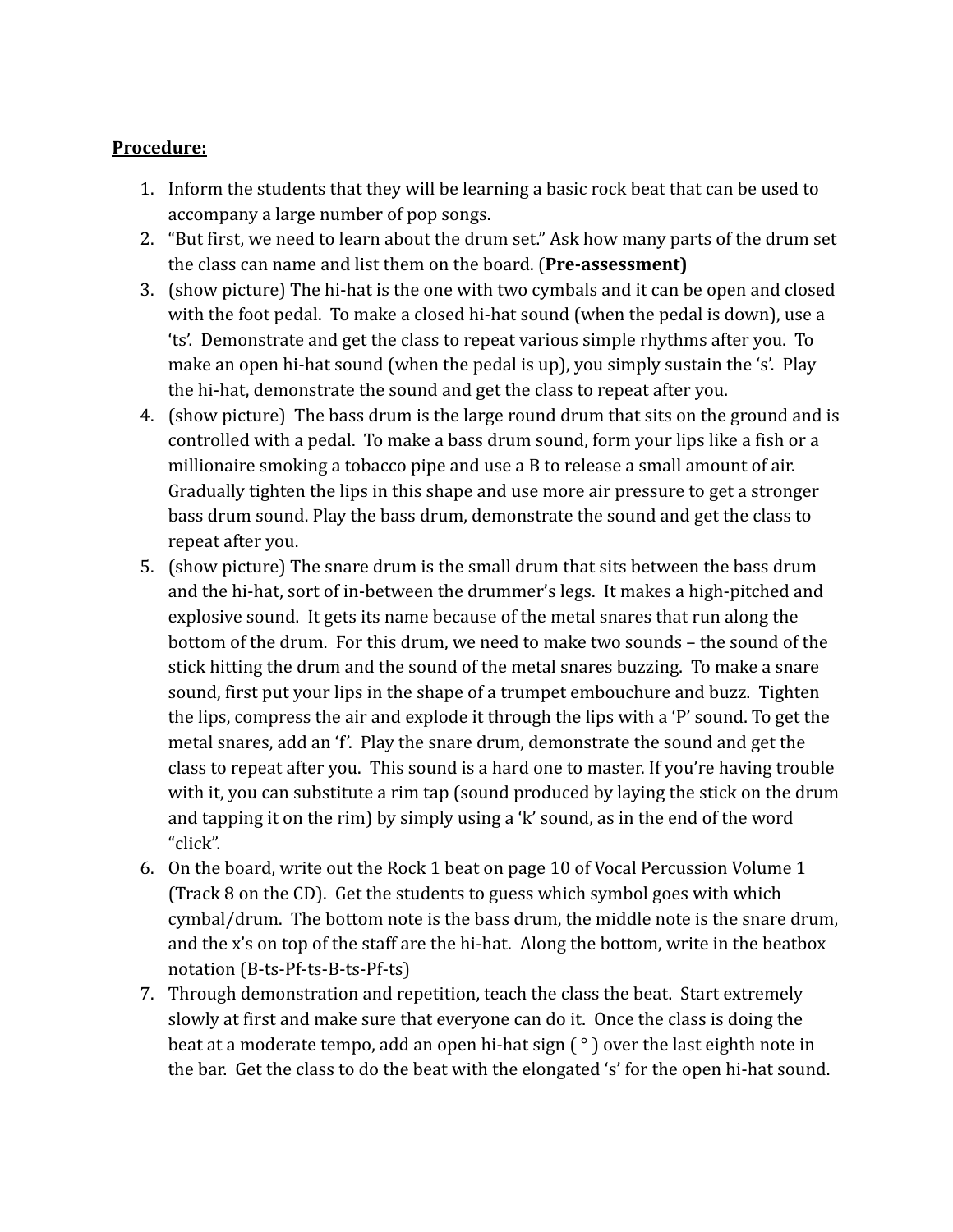**Procedure:**

1. Inform the students that they will be learning a basic rock beat that can be used to accompany a large number of pop songs.
2. "But first, we need to learn about the drum set." Ask how many parts of the drum set the class can name and list them on the board. (**Pre-assessment)**
3. (show picture) The hi-hat is the one with two cymbals and it can be open and closed with the foot pedal. To make a closed hi-hat sound (when the pedal is down), use a 'ts'. Demonstrate and get the class to repeat various simple rhythms after you. To make an open hi-hat sound (when the pedal is up), you simply sustain the 's'. Play the hi-hat, demonstrate the sound and get the class to repeat after you.
4. (show picture) The bass drum is the large round drum that sits on the ground and is controlled with a pedal. To make a bass drum sound, form your lips like a fish or a millionaire smoking a tobacco pipe and use a B to release a small amount of air. Gradually tighten the lips in this shape and use more air pressure to get a stronger bass drum sound. Play the bass drum, demonstrate the sound and get the class to repeat after you.
5. (show picture) The snare drum is the small drum that sits between the bass drum and the hi-hat, sort of in-between the drummer's legs. It makes a high-pitched and explosive sound. It gets its name because of the metal snares that run along the bottom of the drum. For this drum, we need to make two sounds – the sound of the stick hitting the drum and the sound of the metal snares buzzing. To make a snare sound, first put your lips in the shape of a trumpet embouchure and buzz. Tighten the lips, compress the air and explode it through the lips with a 'P' sound. To get the metal snares, add an 'f'. Play the snare drum, demonstrate the sound and get the class to repeat after you. This sound is a hard one to master. If you're having trouble with it, you can substitute a rim tap (sound produced by laying the stick on the drum and tapping it on the rim) by simply using a 'k' sound, as in the end of the word "click".
6. On the board, write out the Rock 1 beat on page 10 of Vocal Percussion Volume 1 (Track 8 on the CD). Get the students to guess which symbol goes with which cymbal/drum. The bottom note is the bass drum, the middle note is the snare drum, and the x's on top of the staff are the hi-hat. Along the bottom, write in the beatbox notation (B-ts-Pf-ts-B-ts-Pf-ts)
7. Through demonstration and repetition, teach the class the beat. Start extremely slowly at first and make sure that everyone can do it. Once the class is doing the beat at a moderate tempo, add an open hi-hat sign ( ° ) over the last eighth note in the bar. Get the class to do the beat with the elongated 's' for the open hi-hat sound.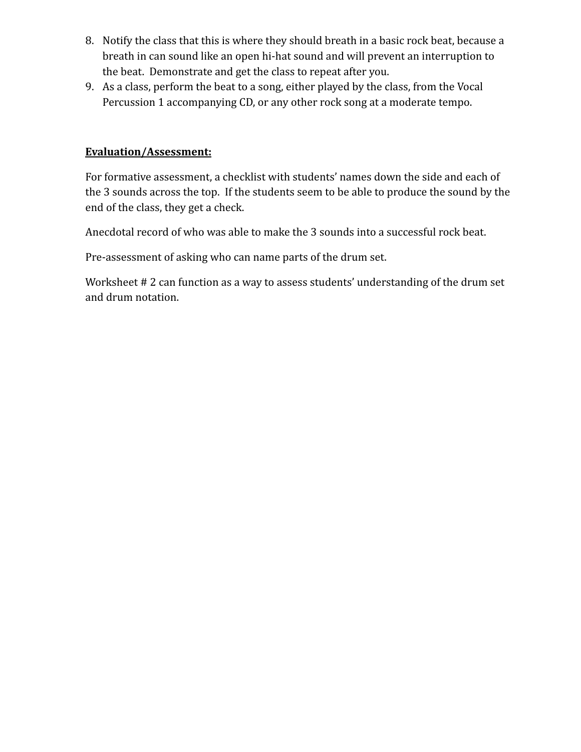8. Notify the class that this is where they should breath in a basic rock beat, because a breath in can sound like an open hi-hat sound and will prevent an interruption to the beat. Demonstrate and get the class to repeat after you.
9. As a class, perform the beat to a song, either played by the class, from the Vocal Percussion 1 accompanying CD, or any other rock song at a moderate tempo.

**Evaluation/Assessment:**

For formative assessment, a checklist with students' names down the side and each of the 3 sounds across the top. If the students seem to be able to produce the sound by the end of the class, they get a check.

Anecdotal record of who was able to make the 3 sounds into a successful rock beat.

Pre-assessment of asking who can name parts of the drum set.

Worksheet # 2 can function as a way to assess students' understanding of the drum set and drum notation.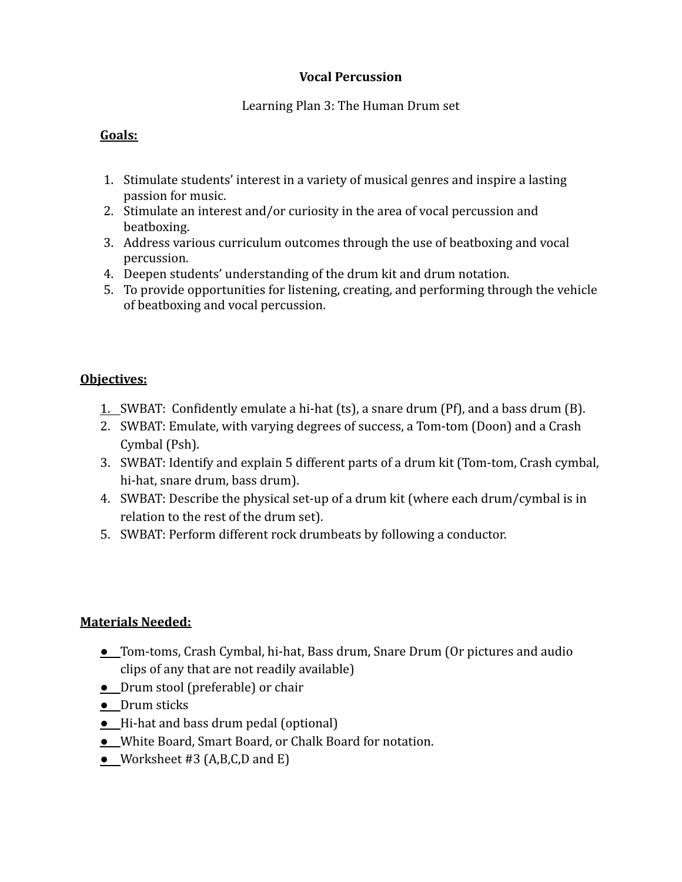**Vocal Percussion**

Learning Plan 3: The Human Drum set

**Goals:**

1. Stimulate students' interest in a variety of musical genres and inspire a lasting passion for music.
2. Stimulate an interest and/or curiosity in the area of vocal percussion and beatboxing.
3. Address various curriculum outcomes through the use of beatboxing and vocal percussion.
4. Deepen students' understanding of the drum kit and drum notation.
5. To provide opportunities for listening, creating, and performing through the vehicle of beatboxing and vocal percussion.

**Objectives:**

1. SWBAT: Confidently emulate a hi-hat (ts), a snare drum (Pf), and a bass drum (B).
2. SWBAT: Emulate, with varying degrees of success, a Tom-tom (Doon) and a Crash Cymbal (Psh).
3. SWBAT: Identify and explain 5 different parts of a drum kit (Tom-tom, Crash cymbal, hi-hat, snare drum, bass drum).
4. SWBAT: Describe the physical set-up of a drum kit (where each drum/cymbal is in relation to the rest of the drum set).
5. SWBAT: Perform different rock drumbeats by following a conductor.

**Materials Needed:**

- Tom-toms, Crash Cymbal, hi-hat, Bass drum, Snare Drum (Or pictures and audio clips of any that are not readily available)
- Drum stool (preferable) or chair
- Drum sticks
- Hi-hat and bass drum pedal (optional)
- White Board, Smart Board, or Chalk Board for notation.
- Worksheet #3 (A,B,C,D and E)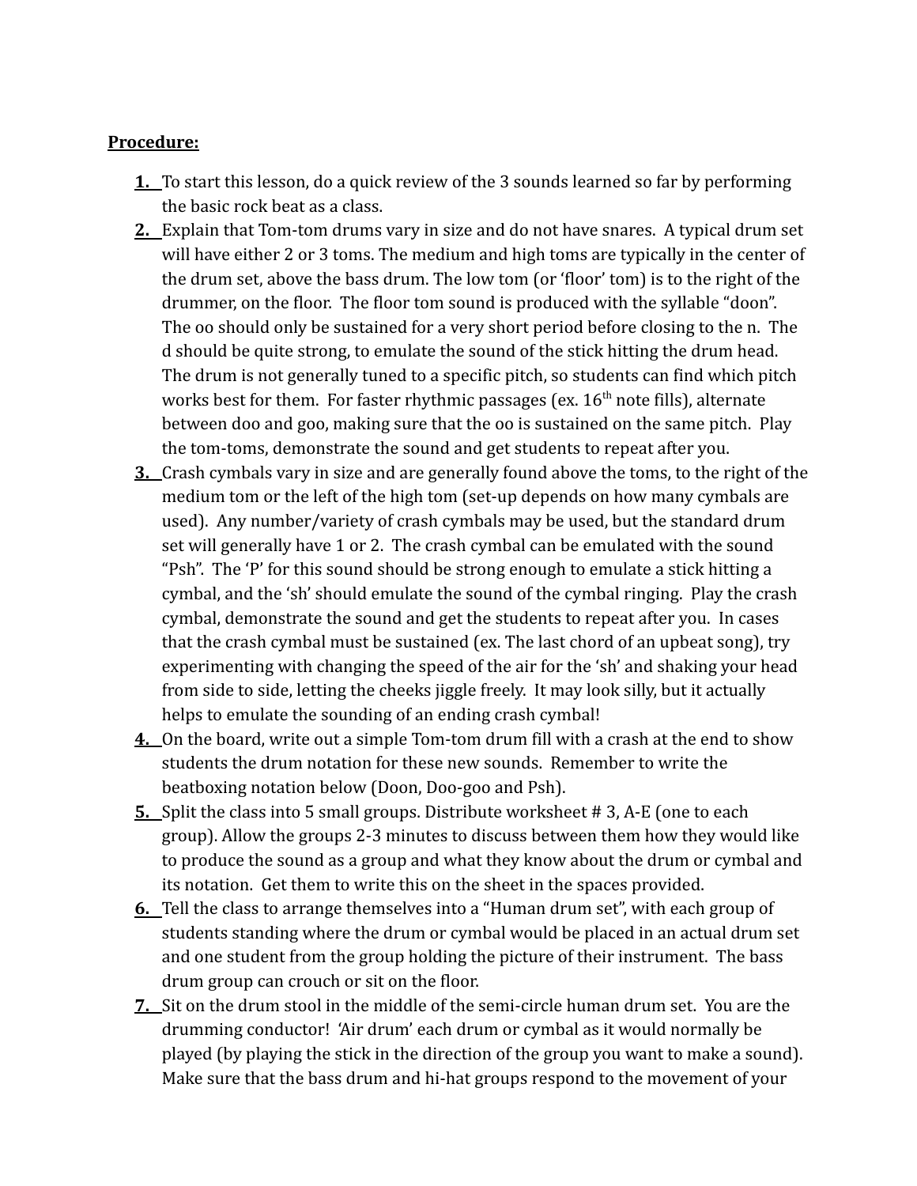**Procedure:**

1. To start this lesson, do a quick review of the 3 sounds learned so far by performing the basic rock beat as a class.
2. Explain that Tom-tom drums vary in size and do not have snares. A typical drum set will have either 2 or 3 toms. The medium and high toms are typically in the center of the drum set, above the bass drum. The low tom (or 'floor' tom) is to the right of the drummer, on the floor. The floor tom sound is produced with the syllable "doon". The oo should only be sustained for a very short period before closing to the n. The d should be quite strong, to emulate the sound of the stick hitting the drum head. The drum is not generally tuned to a specific pitch, so students can find which pitch works best for them. For faster rhythmic passages (ex. 16th note fills), alternate between doo and goo, making sure that the oo is sustained on the same pitch. Play the tom-toms, demonstrate the sound and get students to repeat after you.
3. Crash cymbals vary in size and are generally found above the toms, to the right of the medium tom or the left of the high tom (set-up depends on how many cymbals are used). Any number/variety of crash cymbals may be used, but the standard drum set will generally have 1 or 2. The crash cymbal can be emulated with the sound "Psh". The 'P' for this sound should be strong enough to emulate a stick hitting a cymbal, and the 'sh' should emulate the sound of the cymbal ringing. Play the crash cymbal, demonstrate the sound and get the students to repeat after you. In cases that the crash cymbal must be sustained (ex. The last chord of an upbeat song), try experimenting with changing the speed of the air for the 'sh' and shaking your head from side to side, letting the cheeks jiggle freely. It may look silly, but it actually helps to emulate the sounding of an ending crash cymbal!
4. On the board, write out a simple Tom-tom drum fill with a crash at the end to show students the drum notation for these new sounds. Remember to write the beatboxing notation below (Doon, Doo-goo and Psh).
5. Split the class into 5 small groups. Distribute worksheet # 3, A-E (one to each group). Allow the groups 2-3 minutes to discuss between them how they would like to produce the sound as a group and what they know about the drum or cymbal and its notation. Get them to write this on the sheet in the spaces provided.
6. Tell the class to arrange themselves into a "Human drum set", with each group of students standing where the drum or cymbal would be placed in an actual drum set and one student from the group holding the picture of their instrument. The bass drum group can crouch or sit on the floor.
7. Sit on the drum stool in the middle of the semi-circle human drum set. You are the drumming conductor! 'Air drum' each drum or cymbal as it would normally be played (by playing the stick in the direction of the group you want to make a sound). Make sure that the bass drum and hi-hat groups respond to the movement of your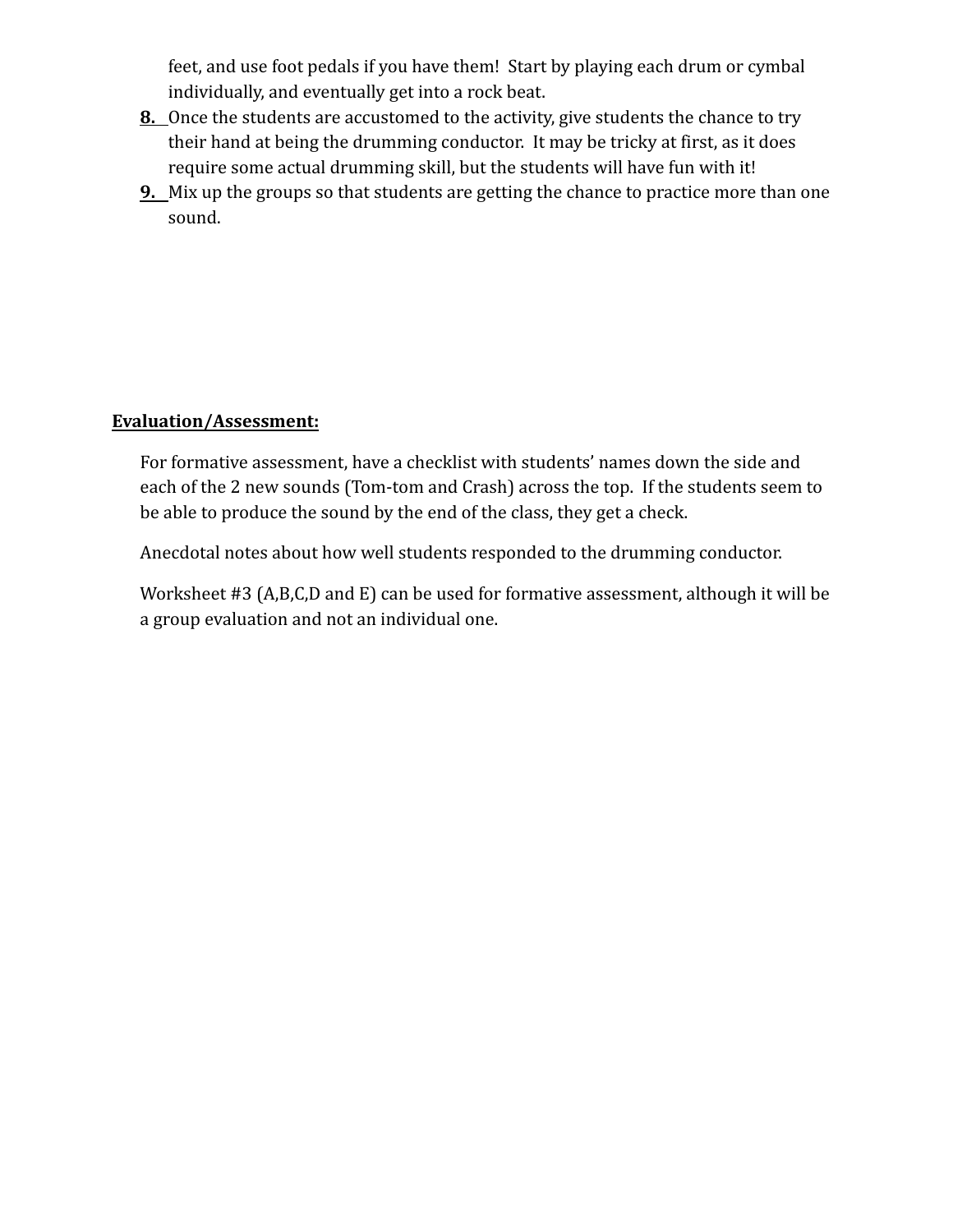feet, and use foot pedals if you have them! Start by playing each drum or cymbal individually, and eventually get into a rock beat.

8. Once the students are accustomed to the activity, give students the chance to try their hand at being the drumming conductor. It may be tricky at first, as it does require some actual drumming skill, but the students will have fun with it!
9. Mix up the groups so that students are getting the chance to practice more than one sound.

## **Evaluation/Assessment:**

For formative assessment, have a checklist with students' names down the side and each of the 2 new sounds (Tom-tom and Crash) across the top. If the students seem to be able to produce the sound by the end of the class, they get a check.

Anecdotal notes about how well students responded to the drumming conductor.

Worksheet #3 (A,B,C,D and E) can be used for formative assessment, although it will be a group evaluation and not an individual one.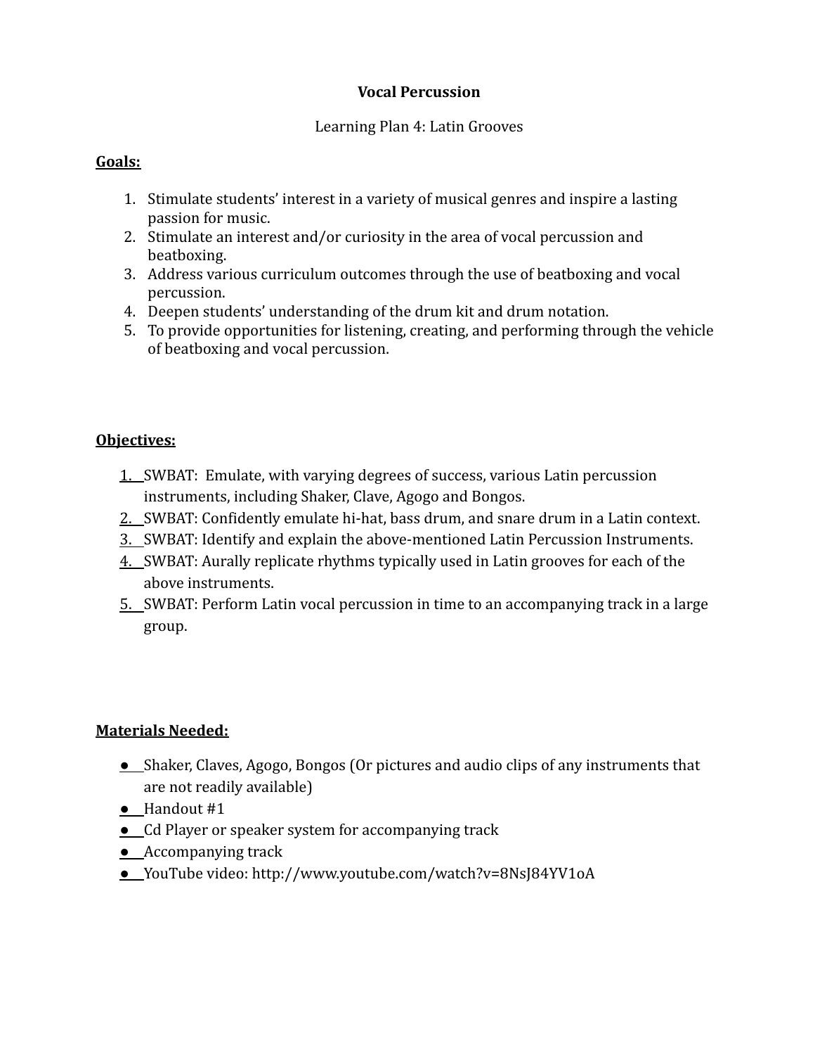**Vocal Percussion**

Learning Plan 4: Latin Grooves

**Goals:**

1. Stimulate students' interest in a variety of musical genres and inspire a lasting passion for music.
2. Stimulate an interest and/or curiosity in the area of vocal percussion and beatboxing.
3. Address various curriculum outcomes through the use of beatboxing and vocal percussion.
4. Deepen students' understanding of the drum kit and drum notation.
5. To provide opportunities for listening, creating, and performing through the vehicle of beatboxing and vocal percussion.

**Objectives:**

1. SWBAT: Emulate, with varying degrees of success, various Latin percussion instruments, including Shaker, Clave, Agogo and Bongos.
2. SWBAT: Confidently emulate hi-hat, bass drum, and snare drum in a Latin context.
3. SWBAT: Identify and explain the above-mentioned Latin Percussion Instruments.
4. SWBAT: Aurally replicate rhythms typically used in Latin grooves for each of the above instruments.
5. SWBAT: Perform Latin vocal percussion in time to an accompanying track in a large group.

**Materials Needed:**

- Shaker, Claves, Agogo, Bongos (Or pictures and audio clips of any instruments that are not readily available)
- Handout #1
- Cd Player or speaker system for accompanying track
- Accompanying track
- YouTube video: http://www.youtube.com/watch?v=8NsJ84YV1oA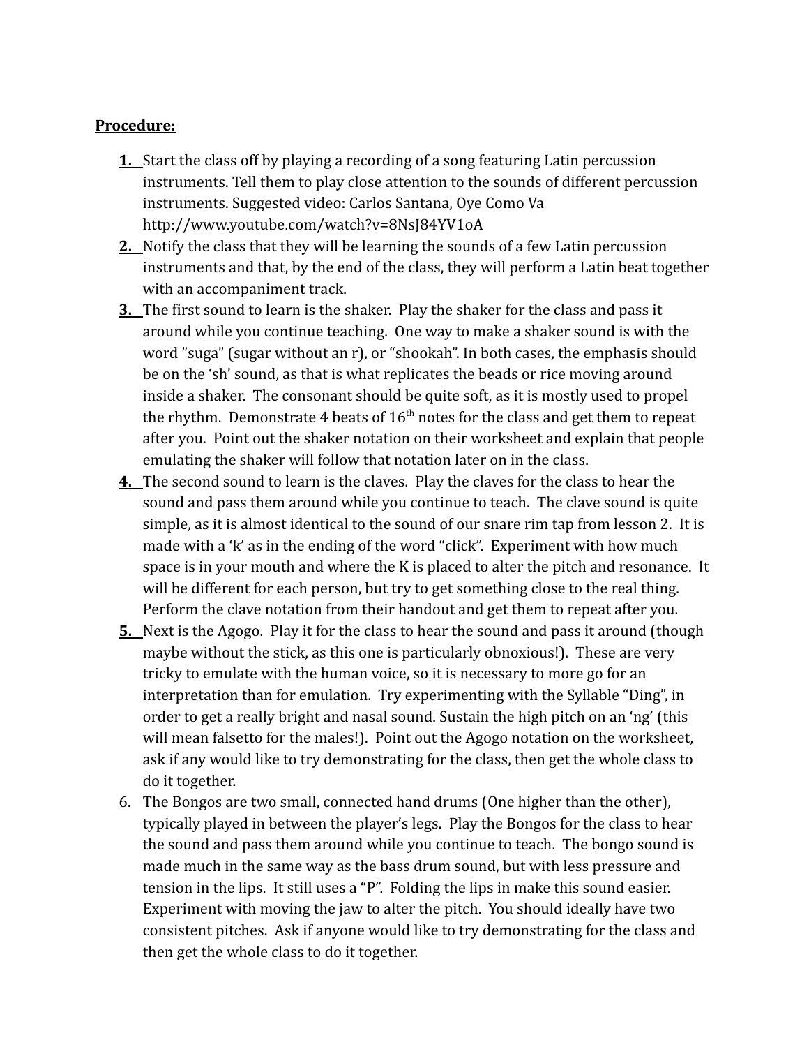**Procedure:**

1. Start the class off by playing a recording of a song featuring Latin percussion instruments. Tell them to play close attention to the sounds of different percussion instruments. Suggested video: Carlos Santana, Oye Como Va http://www.youtube.com/watch?v=8NsJ84YV1oA
2. Notify the class that they will be learning the sounds of a few Latin percussion instruments and that, by the end of the class, they will perform a Latin beat together with an accompaniment track.
3. The first sound to learn is the shaker. Play the shaker for the class and pass it around while you continue teaching. One way to make a shaker sound is with the word "suga" (sugar without an r), or "shookah". In both cases, the emphasis should be on the 'sh' sound, as that is what replicates the beads or rice moving around inside a shaker. The consonant should be quite soft, as it is mostly used to propel the rhythm. Demonstrate 4 beats of 16th notes for the class and get them to repeat after you. Point out the shaker notation on their worksheet and explain that people emulating the shaker will follow that notation later on in the class.
4. The second sound to learn is the claves. Play the claves for the class to hear the sound and pass them around while you continue to teach. The clave sound is quite simple, as it is almost identical to the sound of our snare rim tap from lesson 2. It is made with a 'k' as in the ending of the word "click". Experiment with how much space is in your mouth and where the K is placed to alter the pitch and resonance. It will be different for each person, but try to get something close to the real thing. Perform the clave notation from their handout and get them to repeat after you.
5. Next is the Agogo. Play it for the class to hear the sound and pass it around (though maybe without the stick, as this one is particularly obnoxious!). These are very tricky to emulate with the human voice, so it is necessary to more go for an interpretation than for emulation. Try experimenting with the Syllable "Ding", in order to get a really bright and nasal sound. Sustain the high pitch on an 'ng' (this will mean falsetto for the males!). Point out the Agogo notation on the worksheet, ask if any would like to try demonstrating for the class, then get the whole class to do it together.
6. The Bongos are two small, connected hand drums (One higher than the other), typically played in between the player's legs. Play the Bongos for the class to hear the sound and pass them around while you continue to teach. The bongo sound is made much in the same way as the bass drum sound, but with less pressure and tension in the lips. It still uses a "P". Folding the lips in make this sound easier. Experiment with moving the jaw to alter the pitch. You should ideally have two consistent pitches. Ask if anyone would like to try demonstrating for the class and then get the whole class to do it together.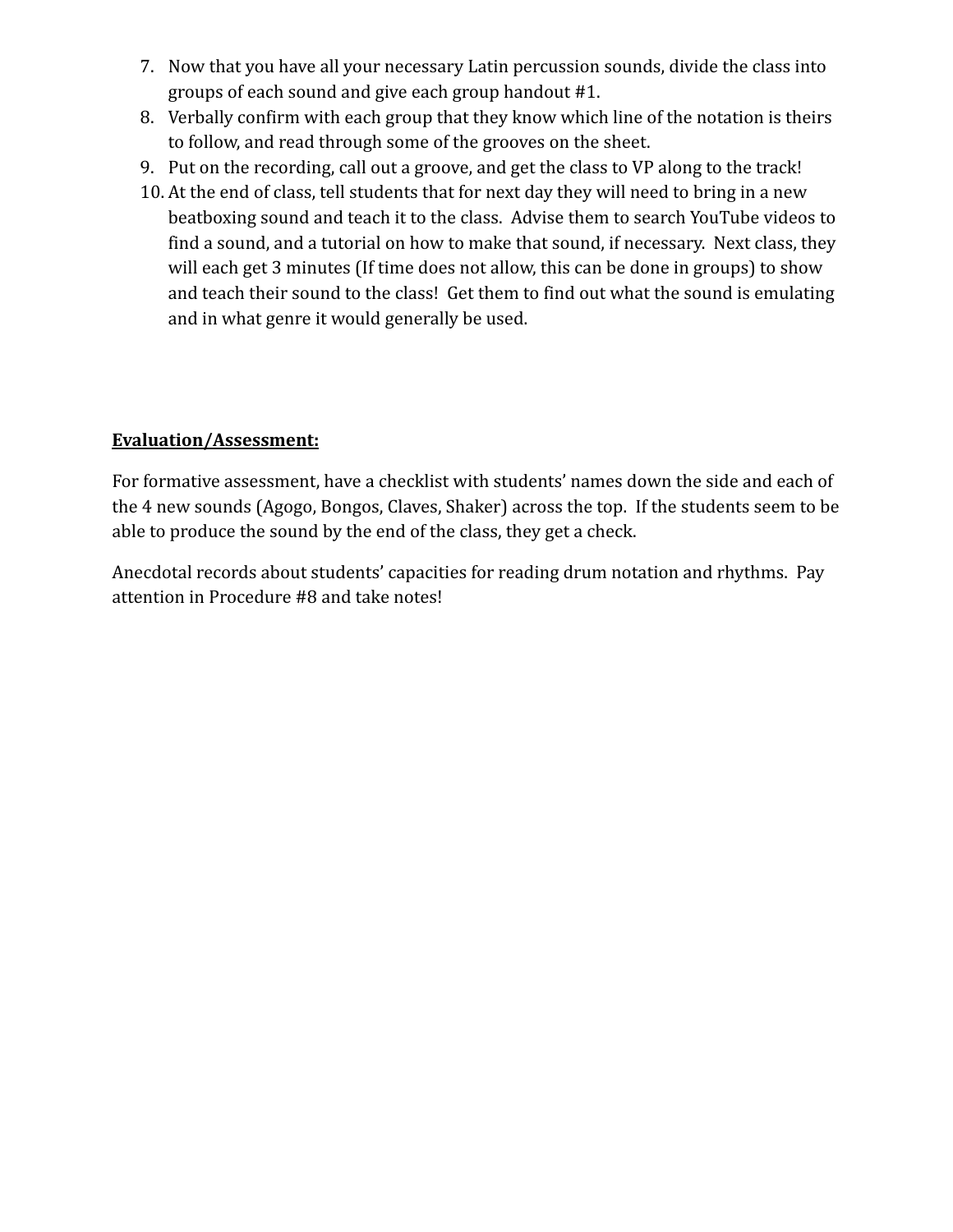7. Now that you have all your necessary Latin percussion sounds, divide the class into groups of each sound and give each group handout #1.
8. Verbally confirm with each group that they know which line of the notation is theirs to follow, and read through some of the grooves on the sheet.
9. Put on the recording, call out a groove, and get the class to VP along to the track!
10. At the end of class, tell students that for next day they will need to bring in a new beatboxing sound and teach it to the class. Advise them to search YouTube videos to find a sound, and a tutorial on how to make that sound, if necessary. Next class, they will each get 3 minutes (If time does not allow, this can be done in groups) to show and teach their sound to the class! Get them to find out what the sound is emulating and in what genre it would generally be used.

**Evaluation/Assessment:**

For formative assessment, have a checklist with students' names down the side and each of the 4 new sounds (Agogo, Bongos, Claves, Shaker) across the top. If the students seem to be able to produce the sound by the end of the class, they get a check.

Anecdotal records about students' capacities for reading drum notation and rhythms. Pay attention in Procedure #8 and take notes!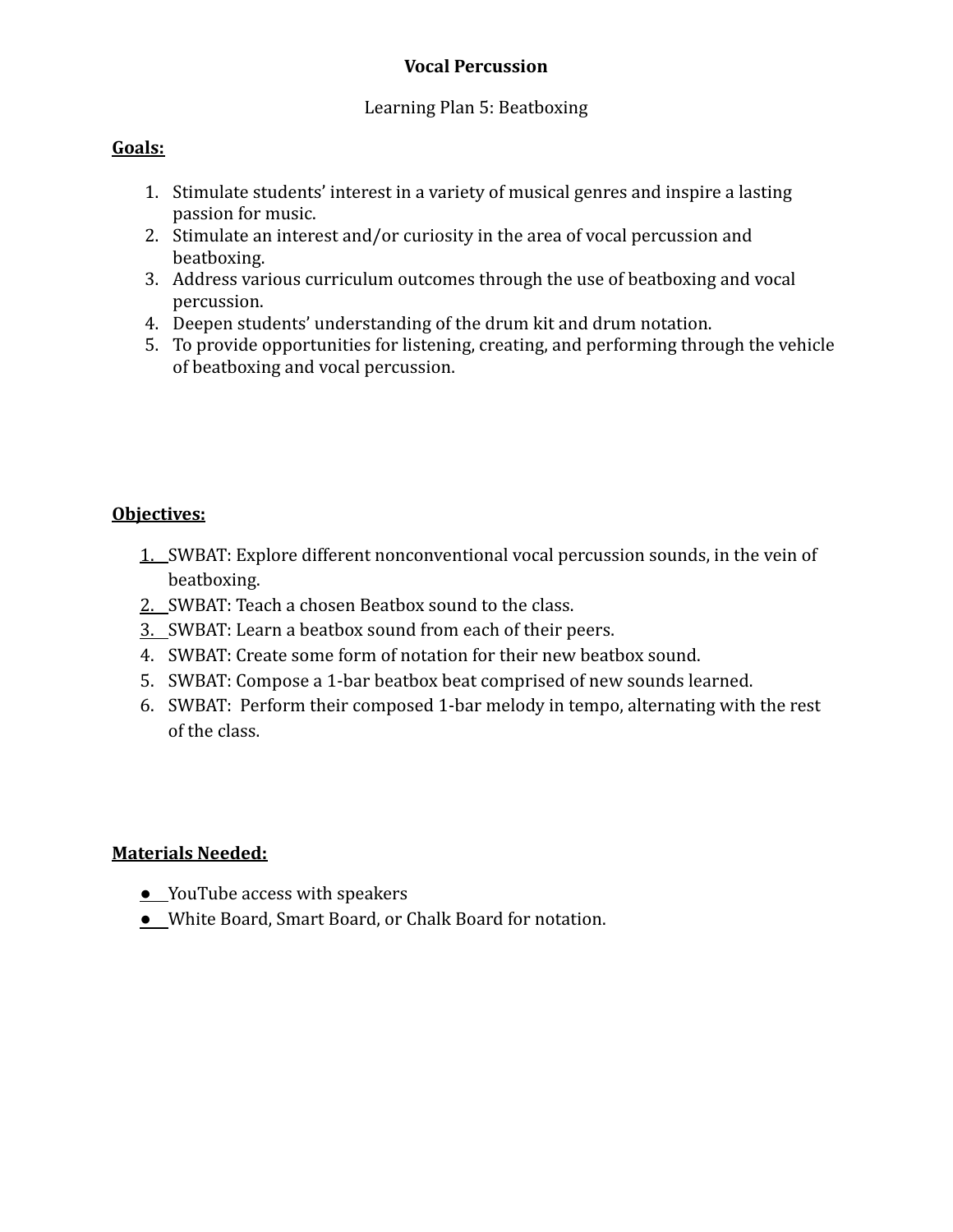**Vocal Percussion**

Learning Plan 5: Beatboxing

**Goals:**

1. Stimulate students' interest in a variety of musical genres and inspire a lasting passion for music.
2. Stimulate an interest and/or curiosity in the area of vocal percussion and beatboxing.
3. Address various curriculum outcomes through the use of beatboxing and vocal percussion.
4. Deepen students' understanding of the drum kit and drum notation.
5. To provide opportunities for listening, creating, and performing through the vehicle of beatboxing and vocal percussion.

**Objectives:**

1. SWBAT: Explore different nonconventional vocal percussion sounds, in the vein of beatboxing.
2. SWBAT: Teach a chosen Beatbox sound to the class.
3. SWBAT: Learn a beatbox sound from each of their peers.
4. SWBAT: Create some form of notation for their new beatbox sound.
5. SWBAT: Compose a 1-bar beatbox beat comprised of new sounds learned.
6. SWBAT: Perform their composed 1-bar melody in tempo, alternating with the rest of the class.

**Materials Needed:**

- YouTube access with speakers
- White Board, Smart Board, or Chalk Board for notation.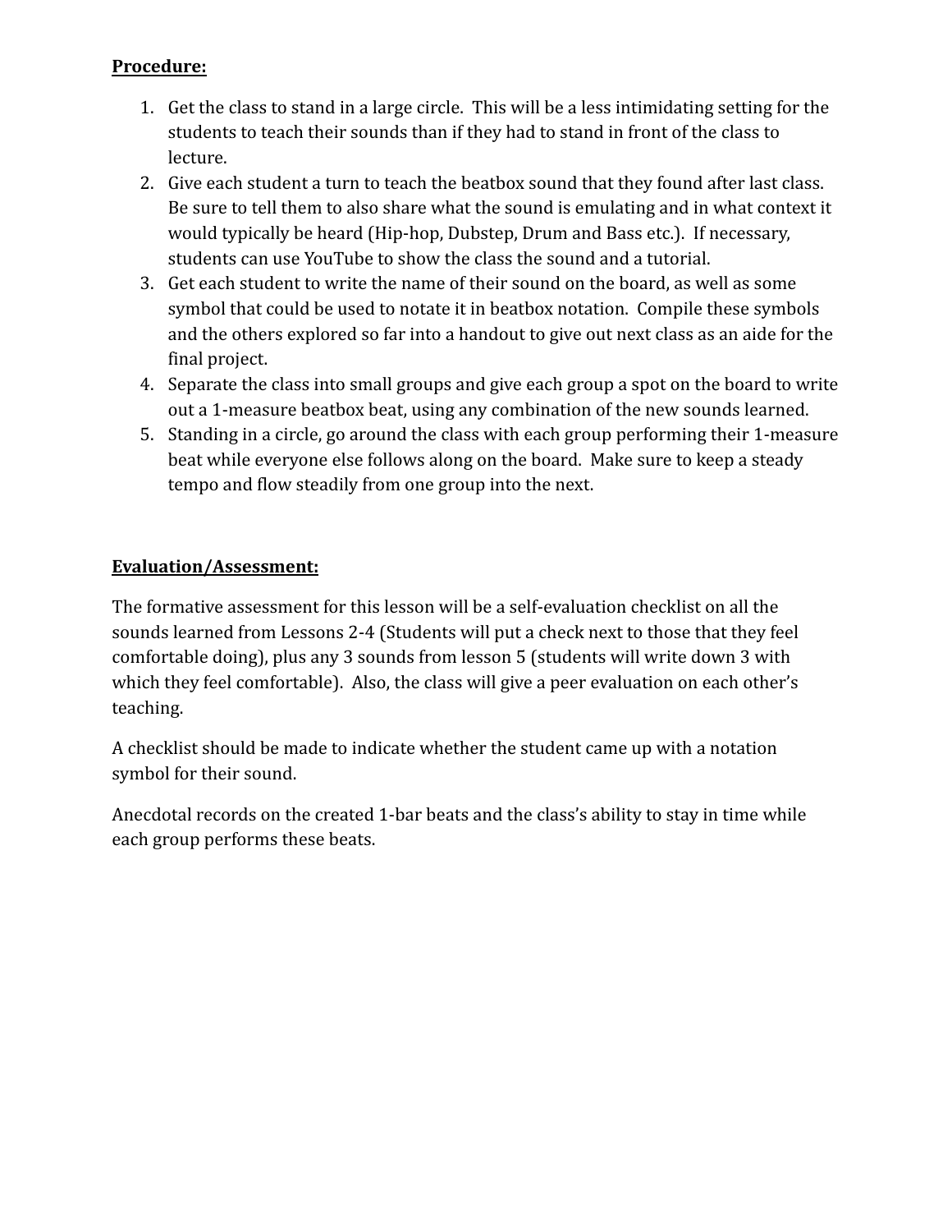**Procedure:**

1. Get the class to stand in a large circle. This will be a less intimidating setting for the students to teach their sounds than if they had to stand in front of the class to lecture.
2. Give each student a turn to teach the beatbox sound that they found after last class. Be sure to tell them to also share what the sound is emulating and in what context it would typically be heard (Hip-hop, Dubstep, Drum and Bass etc.). If necessary, students can use YouTube to show the class the sound and a tutorial.
3. Get each student to write the name of their sound on the board, as well as some symbol that could be used to notate it in beatbox notation. Compile these symbols and the others explored so far into a handout to give out next class as an aide for the final project.
4. Separate the class into small groups and give each group a spot on the board to write out a 1-measure beatbox beat, using any combination of the new sounds learned.
5. Standing in a circle, go around the class with each group performing their 1-measure beat while everyone else follows along on the board. Make sure to keep a steady tempo and flow steadily from one group into the next.

**Evaluation/Assessment:**

The formative assessment for this lesson will be a self-evaluation checklist on all the sounds learned from Lessons 2-4 (Students will put a check next to those that they feel comfortable doing), plus any 3 sounds from lesson 5 (students will write down 3 with which they feel comfortable). Also, the class will give a peer evaluation on each other's teaching.

A checklist should be made to indicate whether the student came up with a notation symbol for their sound.

Anecdotal records on the created 1-bar beats and the class's ability to stay in time while each group performs these beats.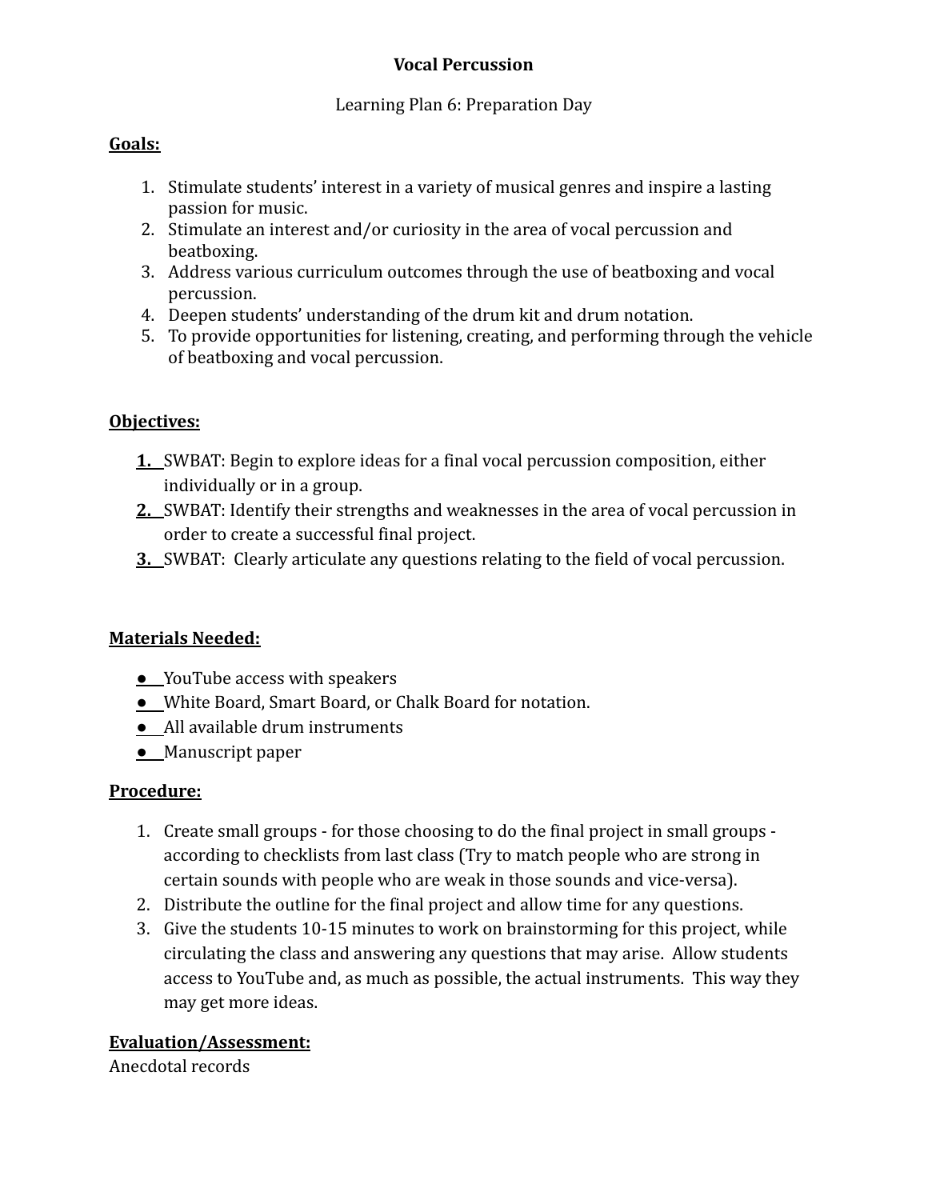**Vocal Percussion**

Learning Plan 6: Preparation Day

**Goals:**

1. Stimulate students' interest in a variety of musical genres and inspire a lasting passion for music.
2. Stimulate an interest and/or curiosity in the area of vocal percussion and beatboxing.
3. Address various curriculum outcomes through the use of beatboxing and vocal percussion.
4. Deepen students' understanding of the drum kit and drum notation.
5. To provide opportunities for listening, creating, and performing through the vehicle of beatboxing and vocal percussion.

**Objectives:**

1. SWBAT: Begin to explore ideas for a final vocal percussion composition, either individually or in a group.
2. SWBAT: Identify their strengths and weaknesses in the area of vocal percussion in order to create a successful final project.
3. SWBAT: Clearly articulate any questions relating to the field of vocal percussion.

**Materials Needed:**

- YouTube access with speakers
- White Board, Smart Board, or Chalk Board for notation.
- All available drum instruments
- Manuscript paper

**Procedure:**

1. Create small groups - for those choosing to do the final project in small groups - according to checklists from last class (Try to match people who are strong in certain sounds with people who are weak in those sounds and vice-versa).
2. Distribute the outline for the final project and allow time for any questions.
3. Give the students 10-15 minutes to work on brainstorming for this project, while circulating the class and answering any questions that may arise. Allow students access to YouTube and, as much as possible, the actual instruments. This way they may get more ideas.

**Evaluation/Assessment:**

Anecdotal records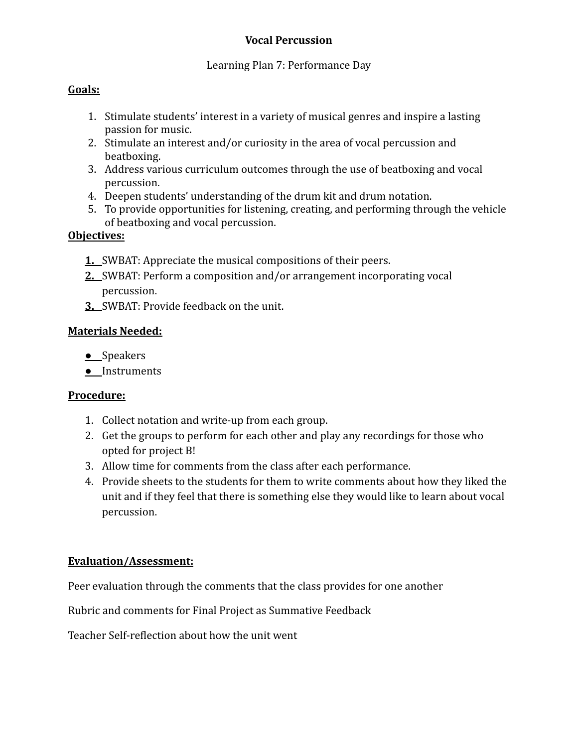**Vocal Percussion**

Learning Plan 7: Performance Day

**Goals:**

1. Stimulate students' interest in a variety of musical genres and inspire a lasting passion for music.
2. Stimulate an interest and/or curiosity in the area of vocal percussion and beatboxing.
3. Address various curriculum outcomes through the use of beatboxing and vocal percussion.
4. Deepen students' understanding of the drum kit and drum notation.
5. To provide opportunities for listening, creating, and performing through the vehicle of beatboxing and vocal percussion.

**Objectives:**

1. SWBAT: Appreciate the musical compositions of their peers.
2. SWBAT: Perform a composition and/or arrangement incorporating vocal percussion.
3. SWBAT: Provide feedback on the unit.

**Materials Needed:**

- Speakers
- Instruments

**Procedure:**

1. Collect notation and write-up from each group.
2. Get the groups to perform for each other and play any recordings for those who opted for project B!
3. Allow time for comments from the class after each performance.
4. Provide sheets to the students for them to write comments about how they liked the unit and if they feel that there is something else they would like to learn about vocal percussion.

**Evaluation/Assessment:**

Peer evaluation through the comments that the class provides for one another

Rubric and comments for Final Project as Summative Feedback

Teacher Self-reflection about how the unit went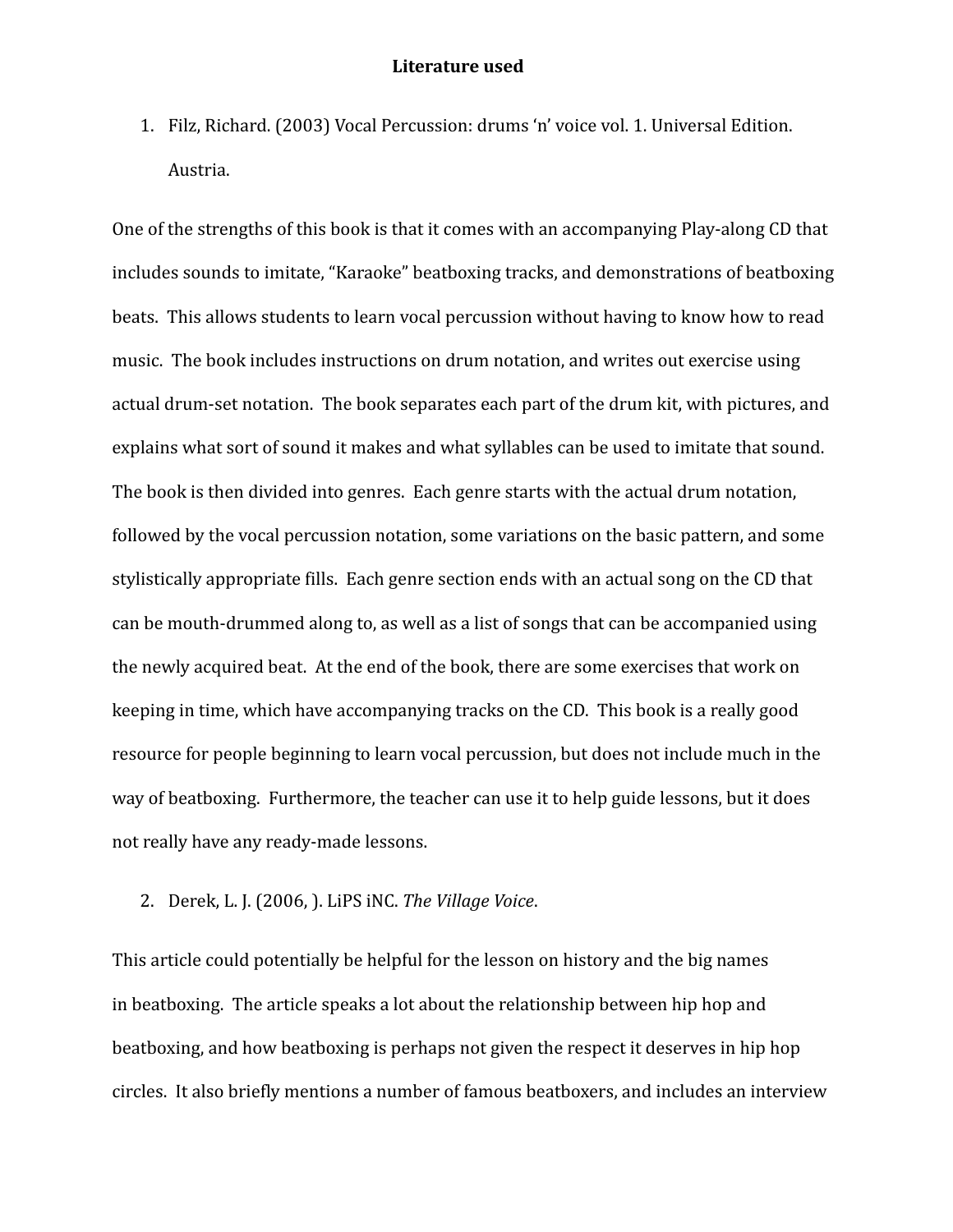**Literature used**

1. Filz, Richard. (2003) Vocal Percussion: drums 'n' voice vol. 1. Universal Edition. Austria.

One of the strengths of this book is that it comes with an accompanying Play-along CD that includes sounds to imitate, "Karaoke" beatboxing tracks, and demonstrations of beatboxing beats. This allows students to learn vocal percussion without having to know how to read music. The book includes instructions on drum notation, and writes out exercise using actual drum-set notation. The book separates each part of the drum kit, with pictures, and explains what sort of sound it makes and what syllables can be used to imitate that sound. The book is then divided into genres. Each genre starts with the actual drum notation, followed by the vocal percussion notation, some variations on the basic pattern, and some stylistically appropriate fills. Each genre section ends with an actual song on the CD that can be mouth-drummed along to, as well as a list of songs that can be accompanied using the newly acquired beat. At the end of the book, there are some exercises that work on keeping in time, which have accompanying tracks on the CD. This book is a really good resource for people beginning to learn vocal percussion, but does not include much in the way of beatboxing. Furthermore, the teacher can use it to help guide lessons, but it does not really have any ready-made lessons.

2. Derek, L. J. (2006, ). LiPS iNC. *The Village Voice*.

This article could potentially be helpful for the lesson on history and the big names in beatboxing. The article speaks a lot about the relationship between hip hop and beatboxing, and how beatboxing is perhaps not given the respect it deserves in hip hop circles. It also briefly mentions a number of famous beatboxers, and includes an interview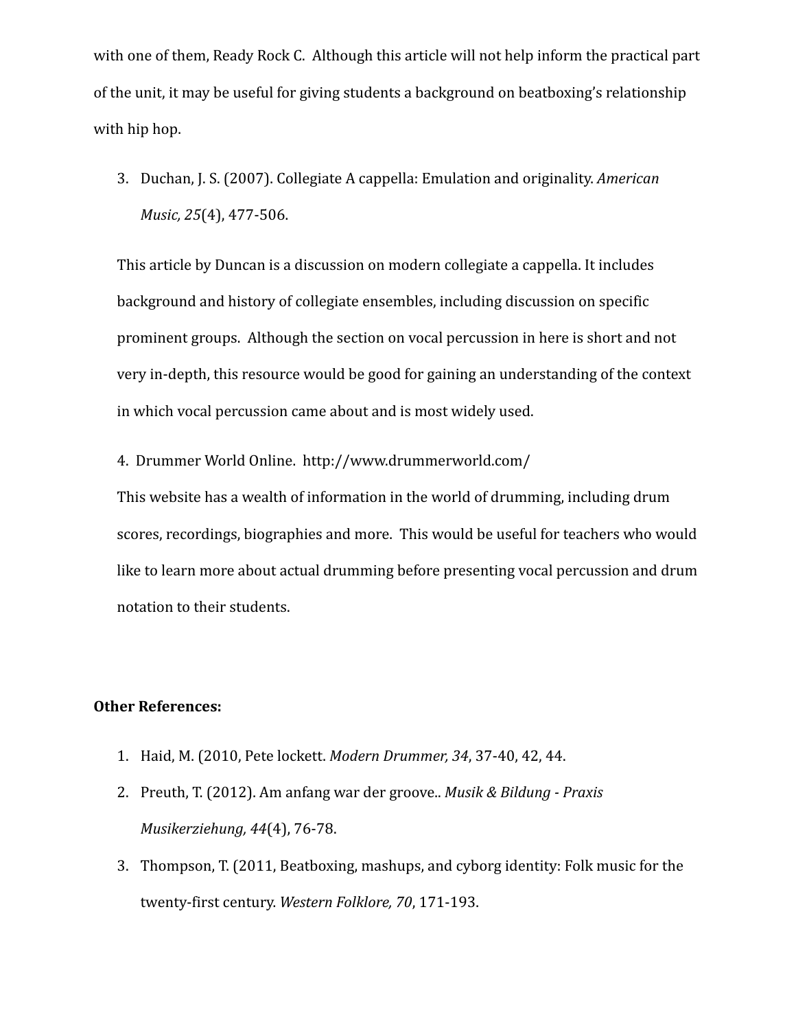with one of them, Ready Rock C. Although this article will not help inform the practical part of the unit, it may be useful for giving students a background on beatboxing's relationship with hip hop.

3. Duchan, J. S. (2007). Collegiate A cappella: Emulation and originality. *American Music, 25*(4), 477-506.

This article by Duncan is a discussion on modern collegiate a cappella. It includes background and history of collegiate ensembles, including discussion on specific prominent groups. Although the section on vocal percussion in here is short and not very in-depth, this resource would be good for gaining an understanding of the context in which vocal percussion came about and is most widely used.

4. Drummer World Online. http://www.drummerworld.com/

This website has a wealth of information in the world of drumming, including drum scores, recordings, biographies and more. This would be useful for teachers who would like to learn more about actual drumming before presenting vocal percussion and drum notation to their students.

**Other References:**

1. Haid, M. (2010, Pete lockett. *Modern Drummer, 34*, 37-40, 42, 44.
2. Preuth, T. (2012). Am anfang war der groove.. *Musik & Bildung - Praxis Musikerziehung, 44*(4), 76-78.
3. Thompson, T. (2011, Beatboxing, mashups, and cyborg identity: Folk music for the twenty-first century. *Western Folklore, 70*, 171-193.